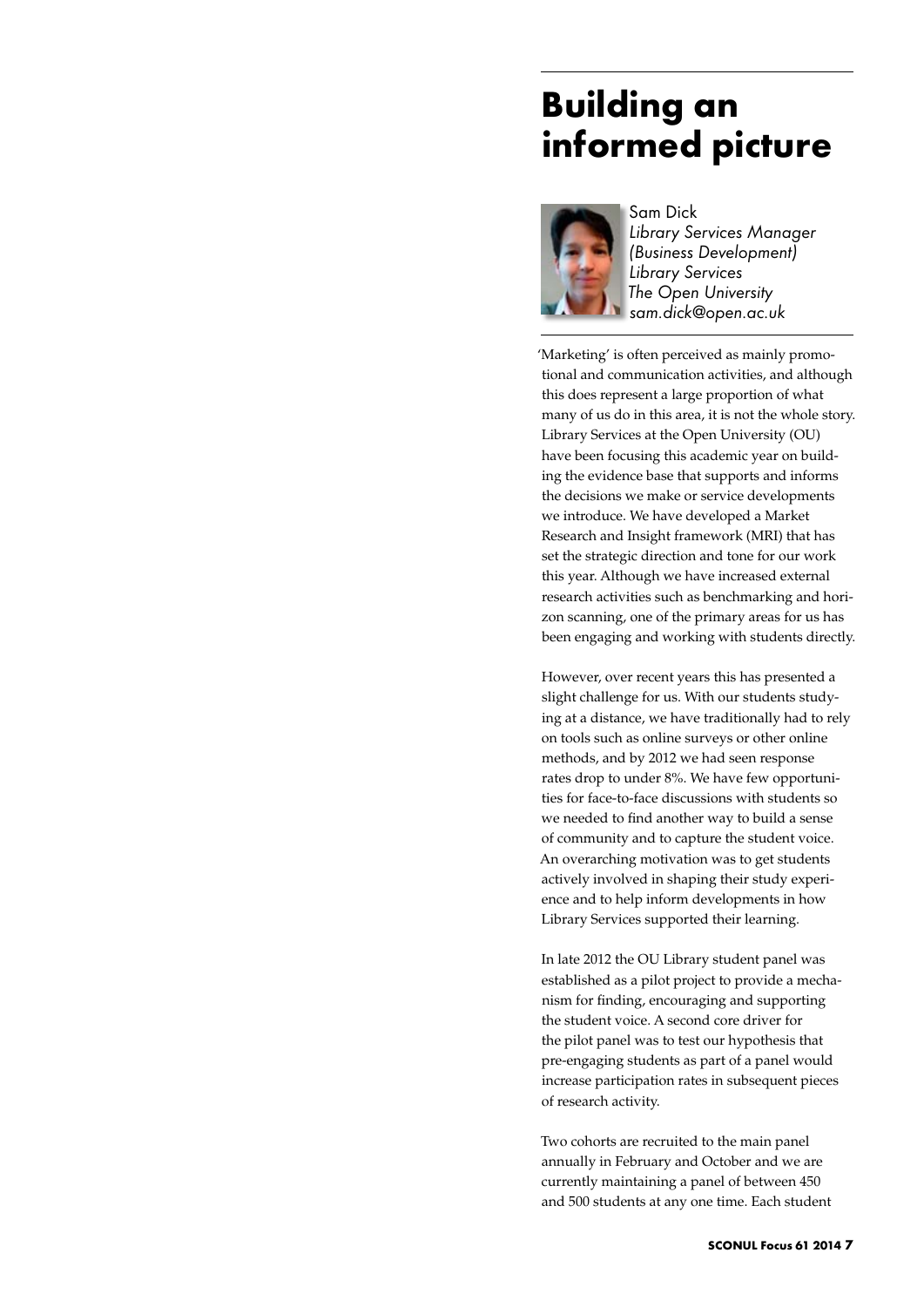# Building an informed picture

Sam Dick
*Library Services Manager (Business Development)*
*Library Services*
*The Open University*
*sam.dick@open.ac.uk*

'Marketing' is often perceived as mainly promotional and communication activities, and although this does represent a large proportion of what many of us do in this area, it is not the whole story. Library Services at the Open University (OU) have been focusing this academic year on building the evidence base that supports and informs the decisions we make or service developments we introduce. We have developed a Market Research and Insight framework (MRI) that has set the strategic direction and tone for our work this year. Although we have increased external research activities such as benchmarking and horizon scanning, one of the primary areas for us has been engaging and working with students directly.

However, over recent years this has presented a slight challenge for us. With our students studying at a distance, we have traditionally had to rely on tools such as online surveys or other online methods, and by 2012 we had seen response rates drop to under 8%. We have few opportunities for face-to-face discussions with students so we needed to find another way to build a sense of community and to capture the student voice. An overarching motivation was to get students actively involved in shaping their study experience and to help inform developments in how Library Services supported their learning.

In late 2012 the OU Library student panel was established as a pilot project to provide a mechanism for finding, encouraging and supporting the student voice. A second core driver for the pilot panel was to test our hypothesis that pre-engaging students as part of a panel would increase participation rates in subsequent pieces of research activity.

Two cohorts are recruited to the main panel annually in February and October and we are currently maintaining a panel of between 450 and 500 students at any one time. Each student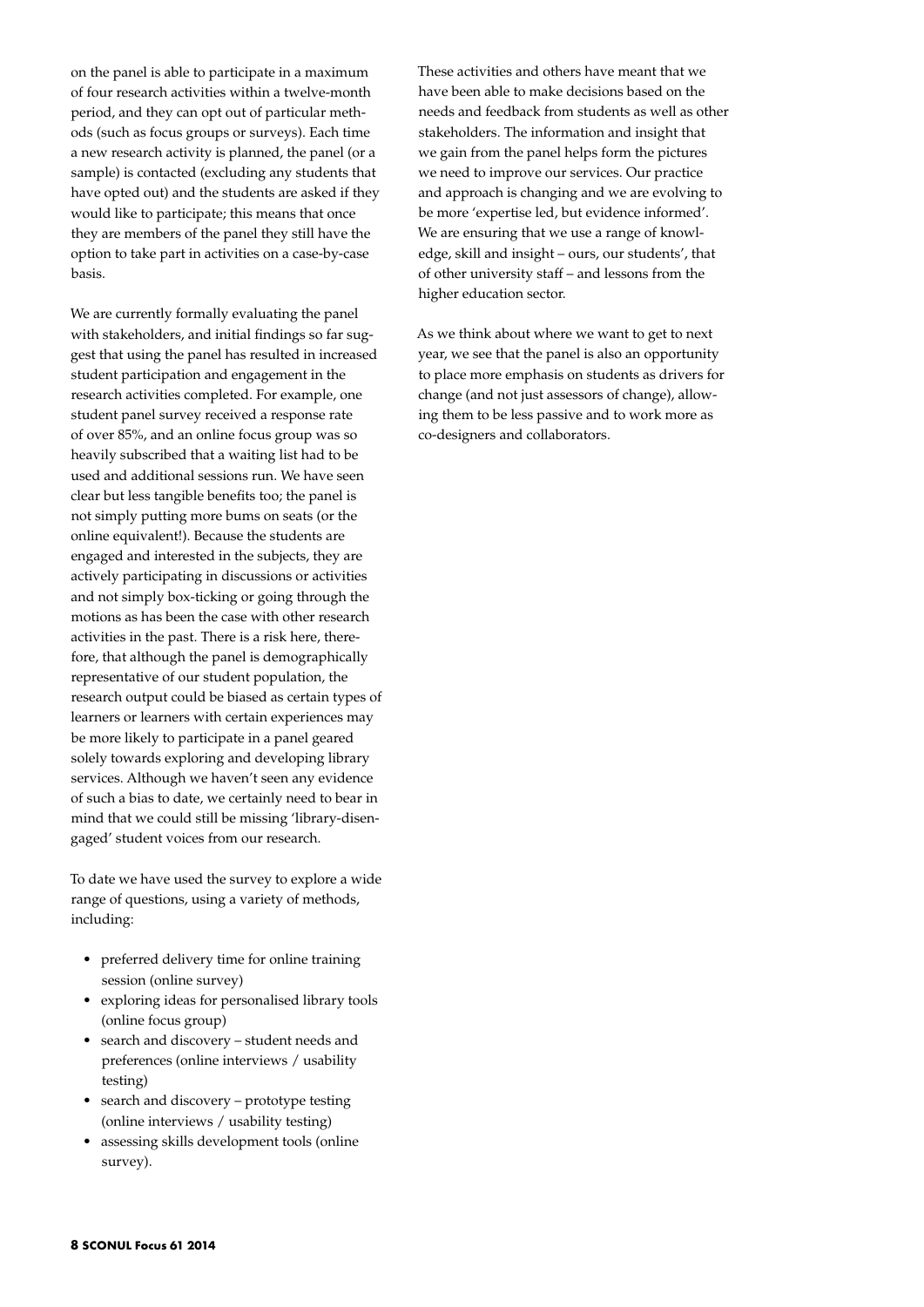on the panel is able to participate in a maximum of four research activities within a twelve-month period, and they can opt out of particular methods (such as focus groups or surveys). Each time a new research activity is planned, the panel (or a sample) is contacted (excluding any students that have opted out) and the students are asked if they would like to participate; this means that once they are members of the panel they still have the option to take part in activities on a case-by-case basis.

We are currently formally evaluating the panel with stakeholders, and initial findings so far suggest that using the panel has resulted in increased student participation and engagement in the research activities completed. For example, one student panel survey received a response rate of over 85%, and an online focus group was so heavily subscribed that a waiting list had to be used and additional sessions run. We have seen clear but less tangible benefits too; the panel is not simply putting more bums on seats (or the online equivalent!). Because the students are engaged and interested in the subjects, they are actively participating in discussions or activities and not simply box-ticking or going through the motions as has been the case with other research activities in the past. There is a risk here, therefore, that although the panel is demographically representative of our student population, the research output could be biased as certain types of learners or learners with certain experiences may be more likely to participate in a panel geared solely towards exploring and developing library services. Although we haven't seen any evidence of such a bias to date, we certainly need to bear in mind that we could still be missing 'library-disengaged' student voices from our research.

To date we have used the survey to explore a wide range of questions, using a variety of methods, including:

- preferred delivery time for online training session (online survey)
- exploring ideas for personalised library tools (online focus group)
- search and discovery – student needs and preferences (online interviews / usability testing)
- search and discovery – prototype testing (online interviews / usability testing)
- assessing skills development tools (online survey).

These activities and others have meant that we have been able to make decisions based on the needs and feedback from students as well as other stakeholders. The information and insight that we gain from the panel helps form the pictures we need to improve our services. Our practice and approach is changing and we are evolving to be more 'expertise led, but evidence informed'. We are ensuring that we use a range of knowledge, skill and insight – ours, our students', that of other university staff – and lessons from the higher education sector.

As we think about where we want to get to next year, we see that the panel is also an opportunity to place more emphasis on students as drivers for change (and not just assessors of change), allowing them to be less passive and to work more as co-designers and collaborators.